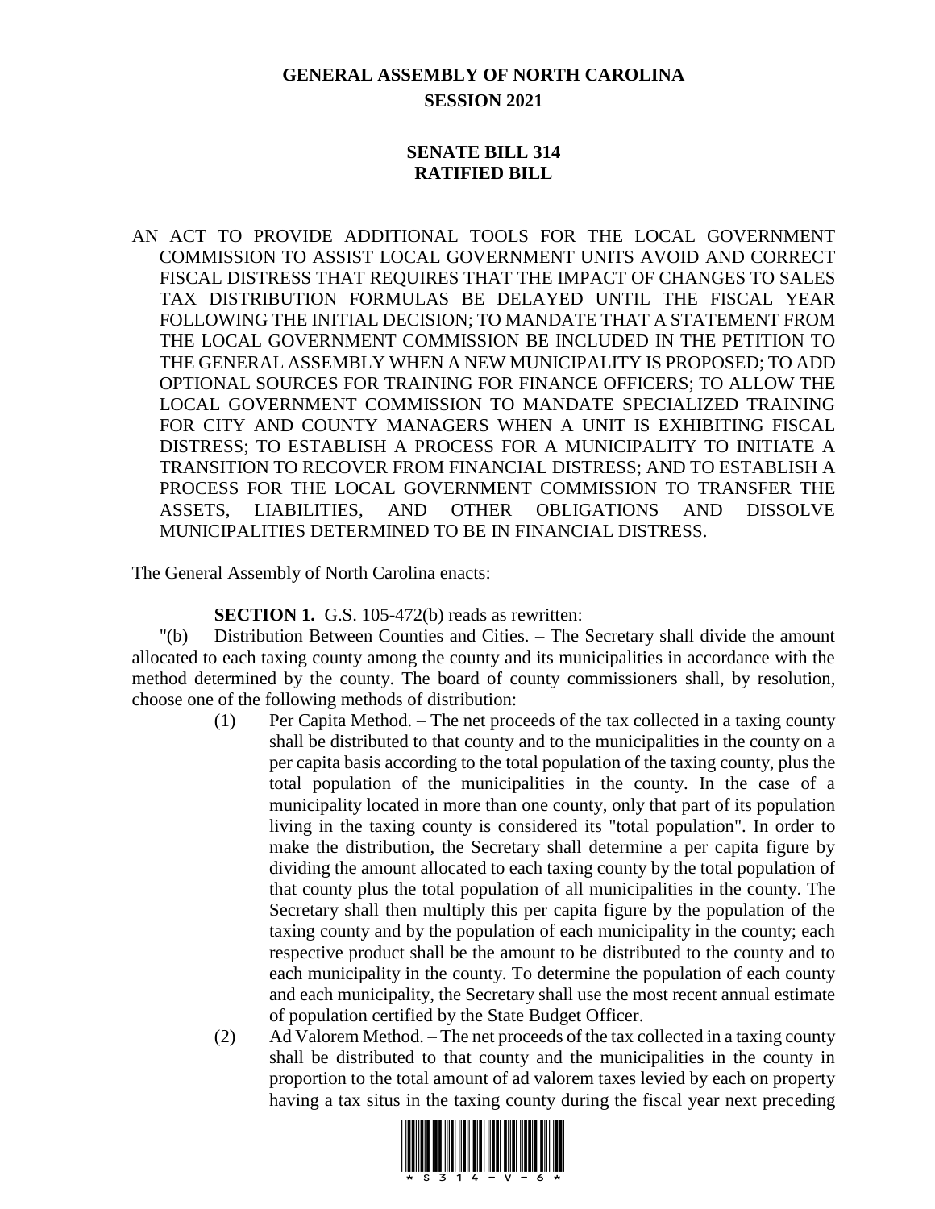# GENERAL ASSEMBLY OF NORTH CAROLINA
## SESSION 2021

## SENATE BILL 314
## RATIFIED BILL

AN ACT TO PROVIDE ADDITIONAL TOOLS FOR THE LOCAL GOVERNMENT COMMISSION TO ASSIST LOCAL GOVERNMENT UNITS AVOID AND CORRECT FISCAL DISTRESS THAT REQUIRES THAT THE IMPACT OF CHANGES TO SALES TAX DISTRIBUTION FORMULAS BE DELAYED UNTIL THE FISCAL YEAR FOLLOWING THE INITIAL DECISION; TO MANDATE THAT A STATEMENT FROM THE LOCAL GOVERNMENT COMMISSION BE INCLUDED IN THE PETITION TO THE GENERAL ASSEMBLY WHEN A NEW MUNICIPALITY IS PROPOSED; TO ADD OPTIONAL SOURCES FOR TRAINING FOR FINANCE OFFICERS; TO ALLOW THE LOCAL GOVERNMENT COMMISSION TO MANDATE SPECIALIZED TRAINING FOR CITY AND COUNTY MANAGERS WHEN A UNIT IS EXHIBITING FISCAL DISTRESS; TO ESTABLISH A PROCESS FOR A MUNICIPALITY TO INITIATE A TRANSITION TO RECOVER FROM FINANCIAL DISTRESS; AND TO ESTABLISH A PROCESS FOR THE LOCAL GOVERNMENT COMMISSION TO TRANSFER THE ASSETS, LIABILITIES, AND OTHER OBLIGATIONS AND DISSOLVE MUNICIPALITIES DETERMINED TO BE IN FINANCIAL DISTRESS.

The General Assembly of North Carolina enacts:

**SECTION 1.** G.S. 105-472(b) reads as rewritten:

"(b) Distribution Between Counties and Cities. – The Secretary shall divide the amount allocated to each taxing county among the county and its municipalities in accordance with the method determined by the county. The board of county commissioners shall, by resolution, choose one of the following methods of distribution:

(1) Per Capita Method. – The net proceeds of the tax collected in a taxing county shall be distributed to that county and to the municipalities in the county on a per capita basis according to the total population of the taxing county, plus the total population of the municipalities in the county. In the case of a municipality located in more than one county, only that part of its population living in the taxing county is considered its "total population". In order to make the distribution, the Secretary shall determine a per capita figure by dividing the amount allocated to each taxing county by the total population of that county plus the total population of all municipalities in the county. The Secretary shall then multiply this per capita figure by the population of the taxing county and by the population of each municipality in the county; each respective product shall be the amount to be distributed to the county and to each municipality in the county. To determine the population of each county and each municipality, the Secretary shall use the most recent annual estimate of population certified by the State Budget Officer.

(2) Ad Valorem Method. – The net proceeds of the tax collected in a taxing county shall be distributed to that county and the municipalities in the county in proportion to the total amount of ad valorem taxes levied by each on property having a tax situs in the taxing county during the fiscal year next preceding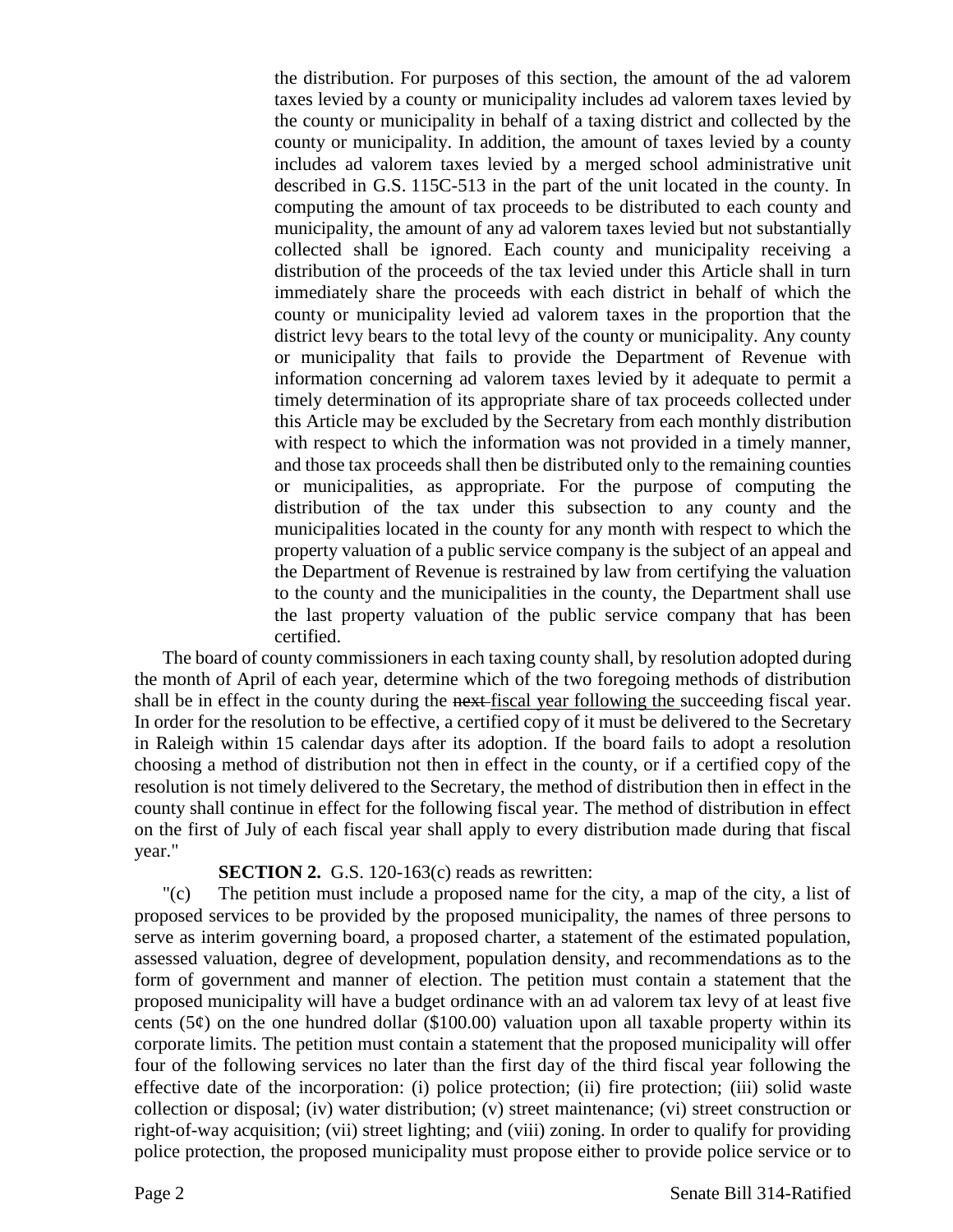the distribution. For purposes of this section, the amount of the ad valorem taxes levied by a county or municipality includes ad valorem taxes levied by the county or municipality in behalf of a taxing district and collected by the county or municipality. In addition, the amount of taxes levied by a county includes ad valorem taxes levied by a merged school administrative unit described in G.S. 115C-513 in the part of the unit located in the county. In computing the amount of tax proceeds to be distributed to each county and municipality, the amount of any ad valorem taxes levied but not substantially collected shall be ignored. Each county and municipality receiving a distribution of the proceeds of the tax levied under this Article shall in turn immediately share the proceeds with each district in behalf of which the county or municipality levied ad valorem taxes in the proportion that the district levy bears to the total levy of the county or municipality. Any county or municipality that fails to provide the Department of Revenue with information concerning ad valorem taxes levied by it adequate to permit a timely determination of its appropriate share of tax proceeds collected under this Article may be excluded by the Secretary from each monthly distribution with respect to which the information was not provided in a timely manner, and those tax proceeds shall then be distributed only to the remaining counties or municipalities, as appropriate. For the purpose of computing the distribution of the tax under this subsection to any county and the municipalities located in the county for any month with respect to which the property valuation of a public service company is the subject of an appeal and the Department of Revenue is restrained by law from certifying the valuation to the county and the municipalities in the county, the Department shall use the last property valuation of the public service company that has been certified.

The board of county commissioners in each taxing county shall, by resolution adopted during the month of April of each year, determine which of the two foregoing methods of distribution shall be in effect in the county during the ~~next~~ fiscal year following the succeeding fiscal year. In order for the resolution to be effective, a certified copy of it must be delivered to the Secretary in Raleigh within 15 calendar days after its adoption. If the board fails to adopt a resolution choosing a method of distribution not then in effect in the county, or if a certified copy of the resolution is not timely delivered to the Secretary, the method of distribution then in effect in the county shall continue in effect for the following fiscal year. The method of distribution in effect on the first of July of each fiscal year shall apply to every distribution made during that fiscal year."

**SECTION 2.** G.S. 120-163(c) reads as rewritten:

"(c) The petition must include a proposed name for the city, a map of the city, a list of proposed services to be provided by the proposed municipality, the names of three persons to serve as interim governing board, a proposed charter, a statement of the estimated population, assessed valuation, degree of development, population density, and recommendations as to the form of government and manner of election. The petition must contain a statement that the proposed municipality will have a budget ordinance with an ad valorem tax levy of at least five cents (5¢) on the one hundred dollar ($100.00) valuation upon all taxable property within its corporate limits. The petition must contain a statement that the proposed municipality will offer four of the following services no later than the first day of the third fiscal year following the effective date of the incorporation: (i) police protection; (ii) fire protection; (iii) solid waste collection or disposal; (iv) water distribution; (v) street maintenance; (vi) street construction or right-of-way acquisition; (vii) street lighting; and (viii) zoning. In order to qualify for providing police protection, the proposed municipality must propose either to provide police service or to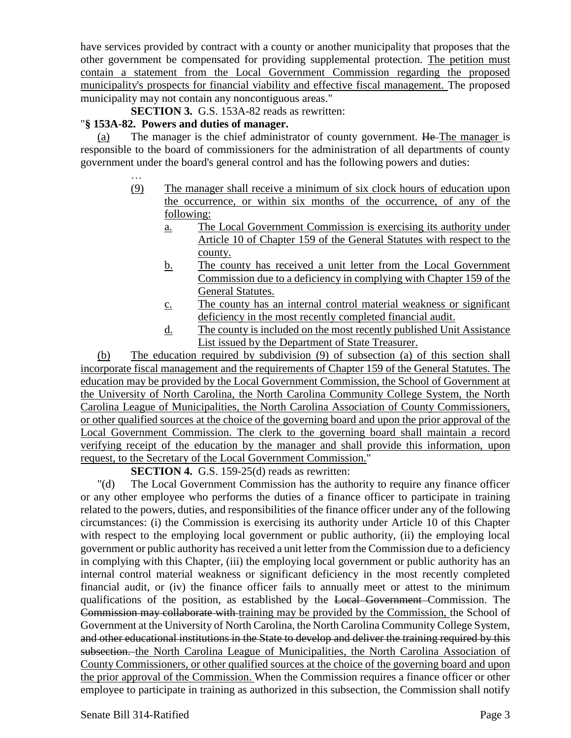have services provided by contract with a county or another municipality that proposes that the other government be compensated for providing supplemental protection. <u>The petition must contain a statement from the Local Government Commission regarding the proposed municipality's prospects for financial viability and effective fiscal management.</u> The proposed municipality may not contain any noncontiguous areas."

**SECTION 3.** G.S. 153A-82 reads as rewritten:

"**§ 153A-82. Powers and duties of manager.**

<u>(a)</u> The manager is the chief administrator of county government. ~~He~~ <u>The manager</u> is responsible to the board of commissioners for the administration of all departments of county government under the board's general control and has the following powers and duties:

…

<u>(9) The manager shall receive a minimum of six clock hours of education upon the occurrence, or within six months of the occurrence, of any of the following:</u>

<u>a. The Local Government Commission is exercising its authority under Article 10 of Chapter 159 of the General Statutes with respect to the county.</u>

<u>b. The county has received a unit letter from the Local Government Commission due to a deficiency in complying with Chapter 159 of the General Statutes.</u>

<u>c. The county has an internal control material weakness or significant deficiency in the most recently completed financial audit.</u>

<u>d. The county is included on the most recently published Unit Assistance List issued by the Department of State Treasurer.</u>

<u>(b) The education required by subdivision (9) of subsection (a) of this section shall incorporate fiscal management and the requirements of Chapter 159 of the General Statutes. The education may be provided by the Local Government Commission, the School of Government at the University of North Carolina, the North Carolina Community College System, the North Carolina League of Municipalities, the North Carolina Association of County Commissioners, or other qualified sources at the choice of the governing board and upon the prior approval of the Local Government Commission. The clerk to the governing board shall maintain a record verifying receipt of the education by the manager and shall provide this information, upon request, to the Secretary of the Local Government Commission.</u>"

**SECTION 4.** G.S. 159-25(d) reads as rewritten:

"(d) The Local Government Commission has the authority to require any finance officer or any other employee who performs the duties of a finance officer to participate in training related to the powers, duties, and responsibilities of the finance officer under any of the following circumstances: (i) the Commission is exercising its authority under Article 10 of this Chapter with respect to the employing local government or public authority, (ii) the employing local government or public authority has received a unit letter from the Commission due to a deficiency in complying with this Chapter, (iii) the employing local government or public authority has an internal control material weakness or significant deficiency in the most recently completed financial audit, or (iv) the finance officer fails to annually meet or attest to the minimum qualifications of the position, as established by the ~~Local Government~~ Commission. The ~~Commission may collaborate with~~ <u>training may be provided by the Commission,</u> the School of Government at the University of North Carolina, the North Carolina Community College System, ~~and other educational institutions in the State to develop and deliver the training required by this subsection.~~ <u>the North Carolina League of Municipalities, the North Carolina Association of County Commissioners, or other qualified sources at the choice of the governing board and upon the prior approval of the Commission.</u> When the Commission requires a finance officer or other employee to participate in training as authorized in this subsection, the Commission shall notify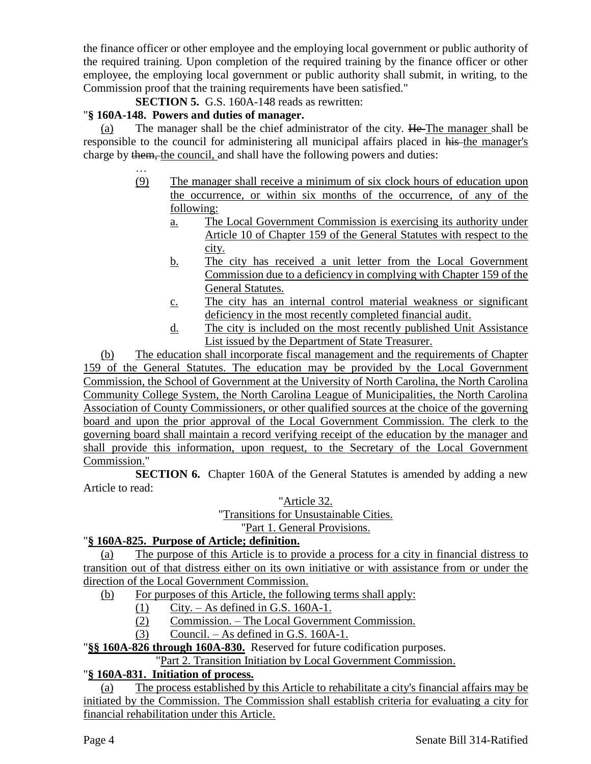the finance officer or other employee and the employing local government or public authority of the required training. Upon completion of the required training by the finance officer or other employee, the employing local government or public authority shall submit, in writing, to the Commission proof that the training requirements have been satisfied."

**SECTION 5.** G.S. 160A-148 reads as rewritten:

"**§ 160A-148. Powers and duties of manager.**

(a) The manager shall be the chief administrator of the city. ~~He~~ The manager shall be responsible to the council for administering all municipal affairs placed in ~~his~~ the manager's charge by ~~them,~~ the council, and shall have the following powers and duties:

…

(9) The manager shall receive a minimum of six clock hours of education upon the occurrence, or within six months of the occurrence, of any of the following:

a. The Local Government Commission is exercising its authority under Article 10 of Chapter 159 of the General Statutes with respect to the city.

b. The city has received a unit letter from the Local Government Commission due to a deficiency in complying with Chapter 159 of the General Statutes.

c. The city has an internal control material weakness or significant deficiency in the most recently completed financial audit.

d. The city is included on the most recently published Unit Assistance List issued by the Department of State Treasurer.

(b) The education shall incorporate fiscal management and the requirements of Chapter 159 of the General Statutes. The education may be provided by the Local Government Commission, the School of Government at the University of North Carolina, the North Carolina Community College System, the North Carolina League of Municipalities, the North Carolina Association of County Commissioners, or other qualified sources at the choice of the governing board and upon the prior approval of the Local Government Commission. The clerk to the governing board shall maintain a record verifying receipt of the education by the manager and shall provide this information, upon request, to the Secretary of the Local Government Commission."

**SECTION 6.** Chapter 160A of the General Statutes is amended by adding a new Article to read:

"Article 32.

"Transitions for Unsustainable Cities.

"Part 1. General Provisions.

"**§ 160A-825. Purpose of Article; definition.**

(a) The purpose of this Article is to provide a process for a city in financial distress to transition out of that distress either on its own initiative or with assistance from or under the direction of the Local Government Commission.

(b) For purposes of this Article, the following terms shall apply:

(1) City. – As defined in G.S. 160A-1.

(2) Commission. – The Local Government Commission.

(3) Council. – As defined in G.S. 160A-1.

"**§§ 160A-826 through 160A-830.** Reserved for future codification purposes.

"Part 2. Transition Initiation by Local Government Commission.

"**§ 160A-831. Initiation of process.**

(a) The process established by this Article to rehabilitate a city's financial affairs may be initiated by the Commission. The Commission shall establish criteria for evaluating a city for financial rehabilitation under this Article.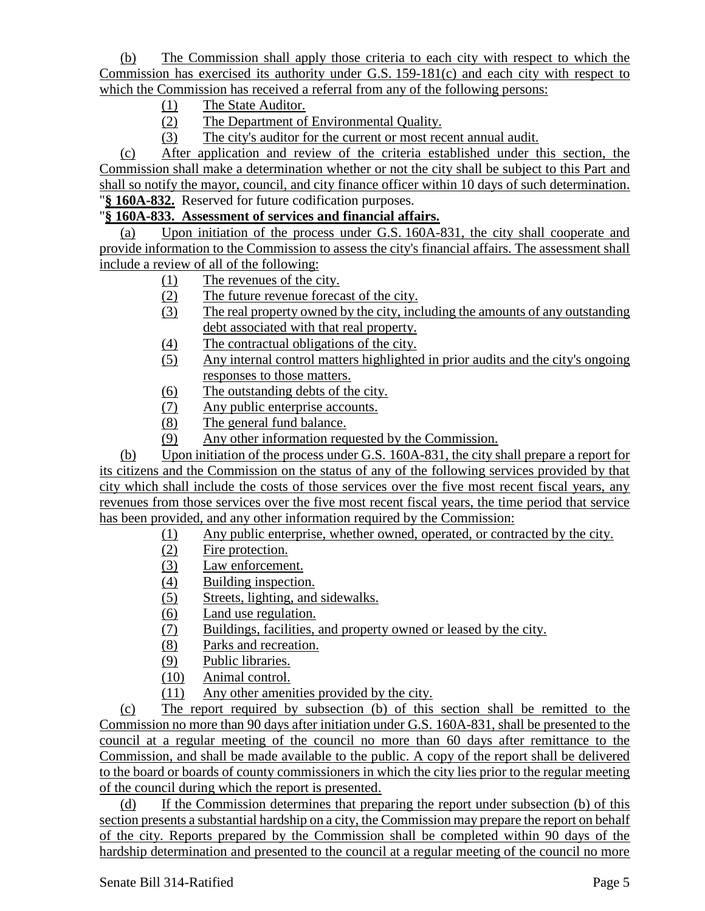(b) The Commission shall apply those criteria to each city with respect to which the Commission has exercised its authority under G.S. 159-181(c) and each city with respect to which the Commission has received a referral from any of the following persons:

(1) The State Auditor.

(2) The Department of Environmental Quality.

(3) The city's auditor for the current or most recent annual audit.

(c) After application and review of the criteria established under this section, the Commission shall make a determination whether or not the city shall be subject to this Part and shall so notify the mayor, council, and city finance officer within 10 days of such determination.

"**§ 160A-832.** Reserved for future codification purposes.

"**§ 160A-833. Assessment of services and financial affairs.**

(a) Upon initiation of the process under G.S. 160A-831, the city shall cooperate and provide information to the Commission to assess the city's financial affairs. The assessment shall include a review of all of the following:

(1) The revenues of the city.

(2) The future revenue forecast of the city.

(3) The real property owned by the city, including the amounts of any outstanding debt associated with that real property.

(4) The contractual obligations of the city.

(5) Any internal control matters highlighted in prior audits and the city's ongoing responses to those matters.

(6) The outstanding debts of the city.

(7) Any public enterprise accounts.

(8) The general fund balance.

(9) Any other information requested by the Commission.

(b) Upon initiation of the process under G.S. 160A-831, the city shall prepare a report for its citizens and the Commission on the status of any of the following services provided by that city which shall include the costs of those services over the five most recent fiscal years, any revenues from those services over the five most recent fiscal years, the time period that service has been provided, and any other information required by the Commission:

(1) Any public enterprise, whether owned, operated, or contracted by the city.

(2) Fire protection.

(3) Law enforcement.

(4) Building inspection.

(5) Streets, lighting, and sidewalks.

(6) Land use regulation.

(7) Buildings, facilities, and property owned or leased by the city.

(8) Parks and recreation.

(9) Public libraries.

(10) Animal control.

(11) Any other amenities provided by the city.

(c) The report required by subsection (b) of this section shall be remitted to the Commission no more than 90 days after initiation under G.S. 160A-831, shall be presented to the council at a regular meeting of the council no more than 60 days after remittance to the Commission, and shall be made available to the public. A copy of the report shall be delivered to the board or boards of county commissioners in which the city lies prior to the regular meeting of the council during which the report is presented.

(d) If the Commission determines that preparing the report under subsection (b) of this section presents a substantial hardship on a city, the Commission may prepare the report on behalf of the city. Reports prepared by the Commission shall be completed within 90 days of the hardship determination and presented to the council at a regular meeting of the council no more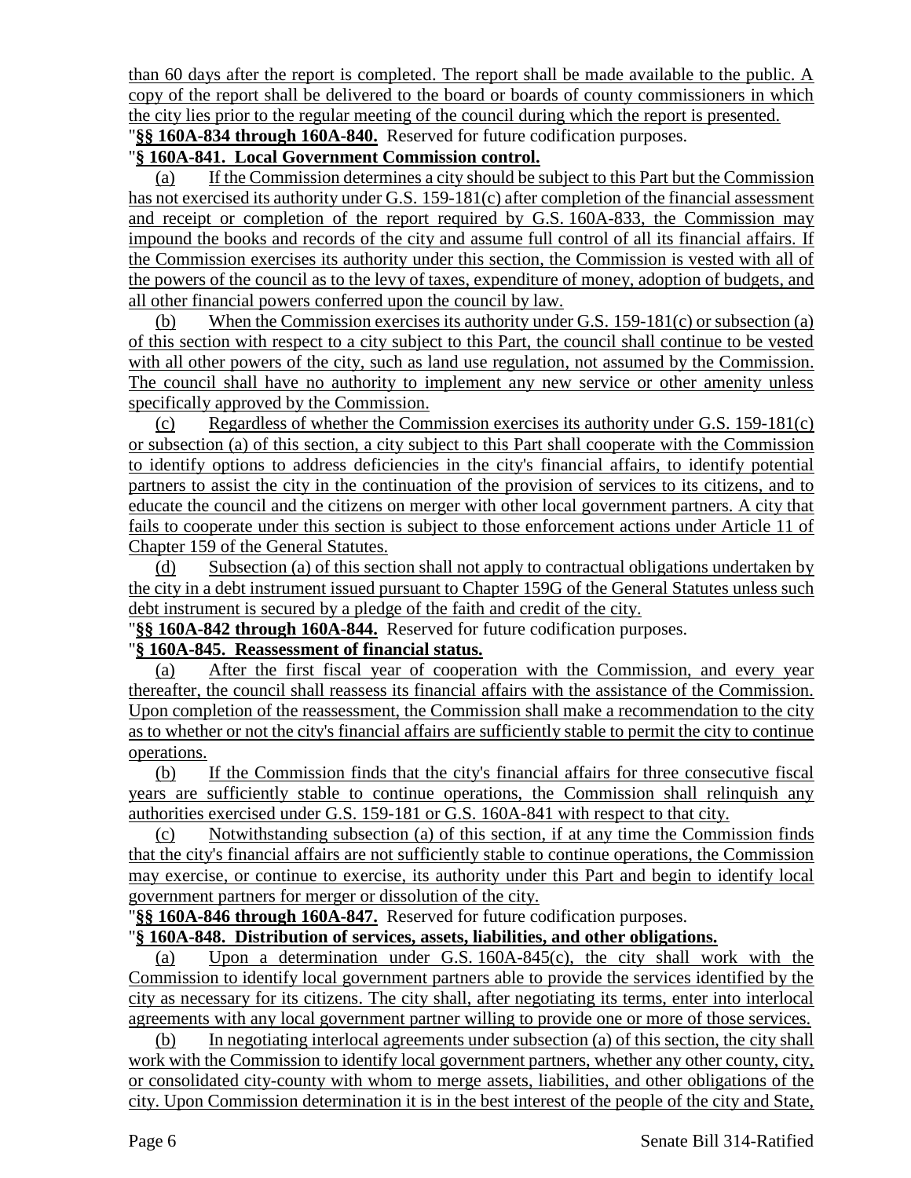than 60 days after the report is completed. The report shall be made available to the public. A copy of the report shall be delivered to the board or boards of county commissioners in which the city lies prior to the regular meeting of the council during which the report is presented.

"**§§ 160A-834 through 160A-840.** Reserved for future codification purposes.

"**§ 160A-841. Local Government Commission control.**

(a) If the Commission determines a city should be subject to this Part but the Commission has not exercised its authority under G.S. 159-181(c) after completion of the financial assessment and receipt or completion of the report required by G.S. 160A-833, the Commission may impound the books and records of the city and assume full control of all its financial affairs. If the Commission exercises its authority under this section, the Commission is vested with all of the powers of the council as to the levy of taxes, expenditure of money, adoption of budgets, and all other financial powers conferred upon the council by law.

(b) When the Commission exercises its authority under G.S. 159-181(c) or subsection (a) of this section with respect to a city subject to this Part, the council shall continue to be vested with all other powers of the city, such as land use regulation, not assumed by the Commission. The council shall have no authority to implement any new service or other amenity unless specifically approved by the Commission.

(c) Regardless of whether the Commission exercises its authority under G.S. 159-181(c) or subsection (a) of this section, a city subject to this Part shall cooperate with the Commission to identify options to address deficiencies in the city's financial affairs, to identify potential partners to assist the city in the continuation of the provision of services to its citizens, and to educate the council and the citizens on merger with other local government partners. A city that fails to cooperate under this section is subject to those enforcement actions under Article 11 of Chapter 159 of the General Statutes.

(d) Subsection (a) of this section shall not apply to contractual obligations undertaken by the city in a debt instrument issued pursuant to Chapter 159G of the General Statutes unless such debt instrument is secured by a pledge of the faith and credit of the city.

"**§§ 160A-842 through 160A-844.** Reserved for future codification purposes.

"**§ 160A-845. Reassessment of financial status.**

(a) After the first fiscal year of cooperation with the Commission, and every year thereafter, the council shall reassess its financial affairs with the assistance of the Commission. Upon completion of the reassessment, the Commission shall make a recommendation to the city as to whether or not the city's financial affairs are sufficiently stable to permit the city to continue operations.

(b) If the Commission finds that the city's financial affairs for three consecutive fiscal years are sufficiently stable to continue operations, the Commission shall relinquish any authorities exercised under G.S. 159-181 or G.S. 160A-841 with respect to that city.

(c) Notwithstanding subsection (a) of this section, if at any time the Commission finds that the city's financial affairs are not sufficiently stable to continue operations, the Commission may exercise, or continue to exercise, its authority under this Part and begin to identify local government partners for merger or dissolution of the city.

"**§§ 160A-846 through 160A-847.** Reserved for future codification purposes.

"**§ 160A-848. Distribution of services, assets, liabilities, and other obligations.**

(a) Upon a determination under G.S. 160A-845(c), the city shall work with the Commission to identify local government partners able to provide the services identified by the city as necessary for its citizens. The city shall, after negotiating its terms, enter into interlocal agreements with any local government partner willing to provide one or more of those services.

(b) In negotiating interlocal agreements under subsection (a) of this section, the city shall work with the Commission to identify local government partners, whether any other county, city, or consolidated city-county with whom to merge assets, liabilities, and other obligations of the city. Upon Commission determination it is in the best interest of the people of the city and State,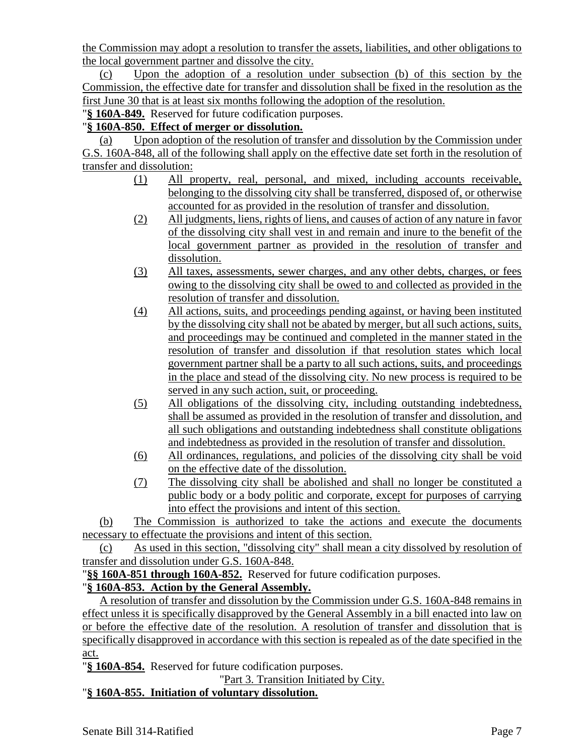the Commission may adopt a resolution to transfer the assets, liabilities, and other obligations to the local government partner and dissolve the city.

(c) Upon the adoption of a resolution under subsection (b) of this section by the Commission, the effective date for transfer and dissolution shall be fixed in the resolution as the first June 30 that is at least six months following the adoption of the resolution.

"**§ 160A-849.** Reserved for future codification purposes.

"**§ 160A-850. Effect of merger or dissolution.**

(a) Upon adoption of the resolution of transfer and dissolution by the Commission under G.S. 160A-848, all of the following shall apply on the effective date set forth in the resolution of transfer and dissolution:

(1) All property, real, personal, and mixed, including accounts receivable, belonging to the dissolving city shall be transferred, disposed of, or otherwise accounted for as provided in the resolution of transfer and dissolution.

(2) All judgments, liens, rights of liens, and causes of action of any nature in favor of the dissolving city shall vest in and remain and inure to the benefit of the local government partner as provided in the resolution of transfer and dissolution.

(3) All taxes, assessments, sewer charges, and any other debts, charges, or fees owing to the dissolving city shall be owed to and collected as provided in the resolution of transfer and dissolution.

(4) All actions, suits, and proceedings pending against, or having been instituted by the dissolving city shall not be abated by merger, but all such actions, suits, and proceedings may be continued and completed in the manner stated in the resolution of transfer and dissolution if that resolution states which local government partner shall be a party to all such actions, suits, and proceedings in the place and stead of the dissolving city. No new process is required to be served in any such action, suit, or proceeding.

(5) All obligations of the dissolving city, including outstanding indebtedness, shall be assumed as provided in the resolution of transfer and dissolution, and all such obligations and outstanding indebtedness shall constitute obligations and indebtedness as provided in the resolution of transfer and dissolution.

(6) All ordinances, regulations, and policies of the dissolving city shall be void on the effective date of the dissolution.

(7) The dissolving city shall be abolished and shall no longer be constituted a public body or a body politic and corporate, except for purposes of carrying into effect the provisions and intent of this section.

(b) The Commission is authorized to take the actions and execute the documents necessary to effectuate the provisions and intent of this section.

(c) As used in this section, "dissolving city" shall mean a city dissolved by resolution of transfer and dissolution under G.S. 160A-848.

"**§§ 160A-851 through 160A-852.** Reserved for future codification purposes.

"**§ 160A-853. Action by the General Assembly.**

A resolution of transfer and dissolution by the Commission under G.S. 160A-848 remains in effect unless it is specifically disapproved by the General Assembly in a bill enacted into law on or before the effective date of the resolution. A resolution of transfer and dissolution that is specifically disapproved in accordance with this section is repealed as of the date specified in the act.

"**§ 160A-854.** Reserved for future codification purposes.

"Part 3. Transition Initiated by City.

"**§ 160A-855. Initiation of voluntary dissolution.**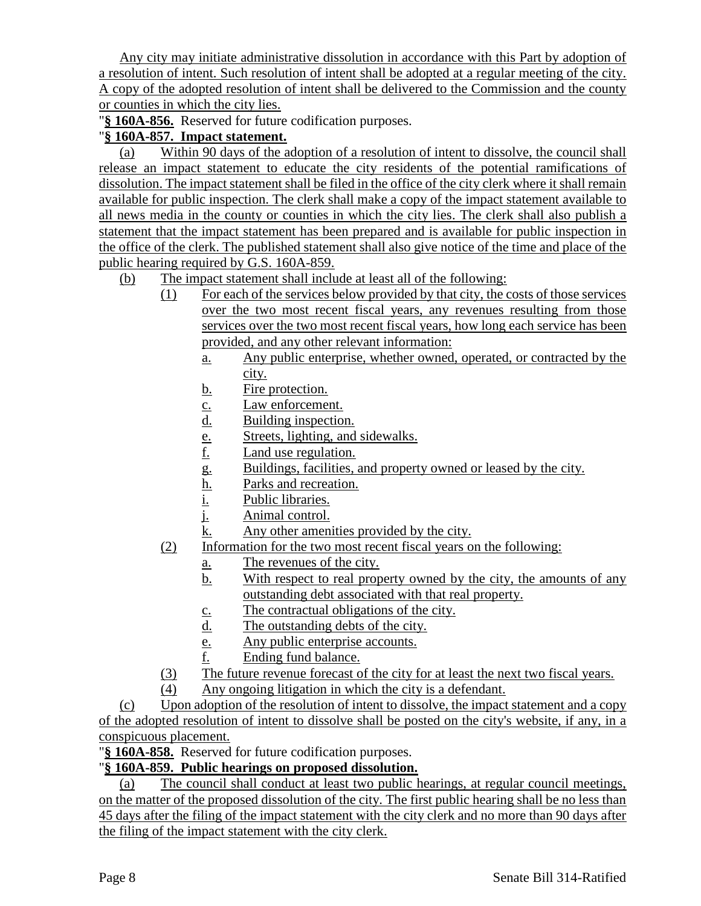Any city may initiate administrative dissolution in accordance with this Part by adoption of a resolution of intent. Such resolution of intent shall be adopted at a regular meeting of the city. A copy of the adopted resolution of intent shall be delivered to the Commission and the county or counties in which the city lies.

"**§ 160A-856.** Reserved for future codification purposes.

"**§ 160A-857. Impact statement.**

(a) Within 90 days of the adoption of a resolution of intent to dissolve, the council shall release an impact statement to educate the city residents of the potential ramifications of dissolution. The impact statement shall be filed in the office of the city clerk where it shall remain available for public inspection. The clerk shall make a copy of the impact statement available to all news media in the county or counties in which the city lies. The clerk shall also publish a statement that the impact statement has been prepared and is available for public inspection in the office of the clerk. The published statement shall also give notice of the time and place of the public hearing required by G.S. 160A-859.

(b) The impact statement shall include at least all of the following:

(1) For each of the services below provided by that city, the costs of those services over the two most recent fiscal years, any revenues resulting from those services over the two most recent fiscal years, how long each service has been provided, and any other relevant information:

a. Any public enterprise, whether owned, operated, or contracted by the city.
b. Fire protection.
c. Law enforcement.
d. Building inspection.
e. Streets, lighting, and sidewalks.
f. Land use regulation.
g. Buildings, facilities, and property owned or leased by the city.
h. Parks and recreation.
i. Public libraries.
j. Animal control.
k. Any other amenities provided by the city.

(2) Information for the two most recent fiscal years on the following:

a. The revenues of the city.
b. With respect to real property owned by the city, the amounts of any outstanding debt associated with that real property.
c. The contractual obligations of the city.
d. The outstanding debts of the city.
e. Any public enterprise accounts.
f. Ending fund balance.

(3) The future revenue forecast of the city for at least the next two fiscal years.

(4) Any ongoing litigation in which the city is a defendant.

(c) Upon adoption of the resolution of intent to dissolve, the impact statement and a copy of the adopted resolution of intent to dissolve shall be posted on the city's website, if any, in a conspicuous placement.

"**§ 160A-858.** Reserved for future codification purposes.

"**§ 160A-859. Public hearings on proposed dissolution.**

(a) The council shall conduct at least two public hearings, at regular council meetings, on the matter of the proposed dissolution of the city. The first public hearing shall be no less than 45 days after the filing of the impact statement with the city clerk and no more than 90 days after the filing of the impact statement with the city clerk.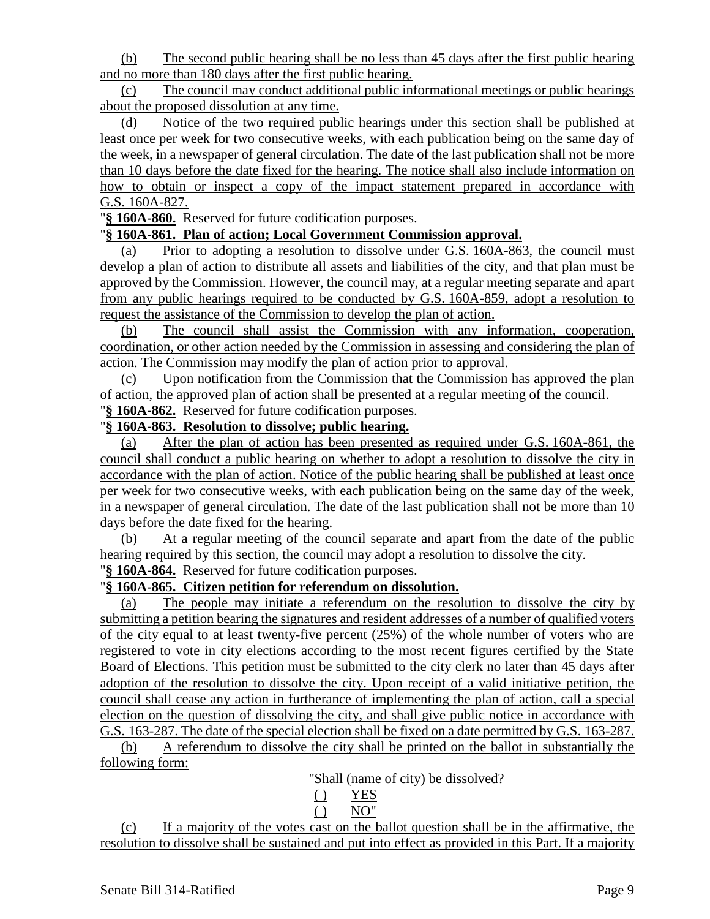(b) The second public hearing shall be no less than 45 days after the first public hearing and no more than 180 days after the first public hearing.

(c) The council may conduct additional public informational meetings or public hearings about the proposed dissolution at any time.

(d) Notice of the two required public hearings under this section shall be published at least once per week for two consecutive weeks, with each publication being on the same day of the week, in a newspaper of general circulation. The date of the last publication shall not be more than 10 days before the date fixed for the hearing. The notice shall also include information on how to obtain or inspect a copy of the impact statement prepared in accordance with G.S. 160A-827.

"**§ 160A-860.** Reserved for future codification purposes.

"**§ 160A-861. Plan of action; Local Government Commission approval.**

(a) Prior to adopting a resolution to dissolve under G.S. 160A-863, the council must develop a plan of action to distribute all assets and liabilities of the city, and that plan must be approved by the Commission. However, the council may, at a regular meeting separate and apart from any public hearings required to be conducted by G.S. 160A-859, adopt a resolution to request the assistance of the Commission to develop the plan of action.

(b) The council shall assist the Commission with any information, cooperation, coordination, or other action needed by the Commission in assessing and considering the plan of action. The Commission may modify the plan of action prior to approval.

(c) Upon notification from the Commission that the Commission has approved the plan of action, the approved plan of action shall be presented at a regular meeting of the council.

"**§ 160A-862.** Reserved for future codification purposes.

"**§ 160A-863. Resolution to dissolve; public hearing.**

(a) After the plan of action has been presented as required under G.S. 160A-861, the council shall conduct a public hearing on whether to adopt a resolution to dissolve the city in accordance with the plan of action. Notice of the public hearing shall be published at least once per week for two consecutive weeks, with each publication being on the same day of the week, in a newspaper of general circulation. The date of the last publication shall not be more than 10 days before the date fixed for the hearing.

(b) At a regular meeting of the council separate and apart from the date of the public hearing required by this section, the council may adopt a resolution to dissolve the city.

"**§ 160A-864.** Reserved for future codification purposes.

"**§ 160A-865. Citizen petition for referendum on dissolution.**

(a) The people may initiate a referendum on the resolution to dissolve the city by submitting a petition bearing the signatures and resident addresses of a number of qualified voters of the city equal to at least twenty-five percent (25%) of the whole number of voters who are registered to vote in city elections according to the most recent figures certified by the State Board of Elections. This petition must be submitted to the city clerk no later than 45 days after adoption of the resolution to dissolve the city. Upon receipt of a valid initiative petition, the council shall cease any action in furtherance of implementing the plan of action, call a special election on the question of dissolving the city, and shall give public notice in accordance with G.S. 163-287. The date of the special election shall be fixed on a date permitted by G.S. 163-287.

(b) A referendum to dissolve the city shall be printed on the ballot in substantially the following form:

"Shall (name of city) be dissolved?

( ) YES

( ) NO"

(c) If a majority of the votes cast on the ballot question shall be in the affirmative, the resolution to dissolve shall be sustained and put into effect as provided in this Part. If a majority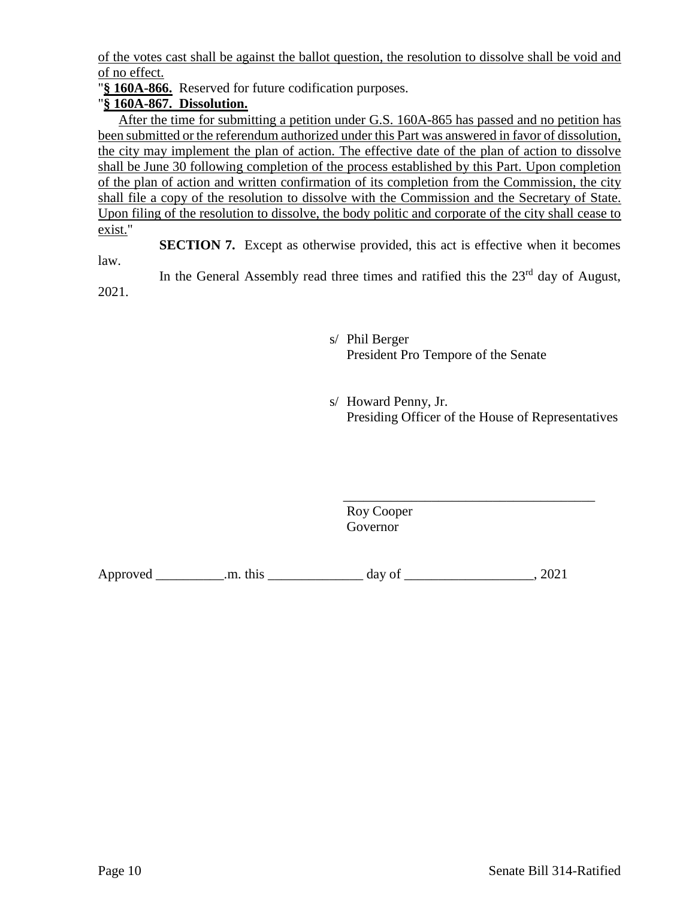of the votes cast shall be against the ballot question, the resolution to dissolve shall be void and of no effect.

"**§ 160A-866.** Reserved for future codification purposes.

"**§ 160A-867. Dissolution.**

After the time for submitting a petition under G.S. 160A-865 has passed and no petition has been submitted or the referendum authorized under this Part was answered in favor of dissolution, the city may implement the plan of action. The effective date of the plan of action to dissolve shall be June 30 following completion of the process established by this Part. Upon completion of the plan of action and written confirmation of its completion from the Commission, the city shall file a copy of the resolution to dissolve with the Commission and the Secretary of State. Upon filing of the resolution to dissolve, the body politic and corporate of the city shall cease to exist."

**SECTION 7.** Except as otherwise provided, this act is effective when it becomes law.

In the General Assembly read three times and ratified this the 23rd day of August, 2021.

s/ Phil Berger
President Pro Tempore of the Senate

s/ Howard Penny, Jr.
Presiding Officer of the House of Representatives

_____________________________________
Roy Cooper
Governor

Approved __________.m. this ______________ day of ___________________, 2021